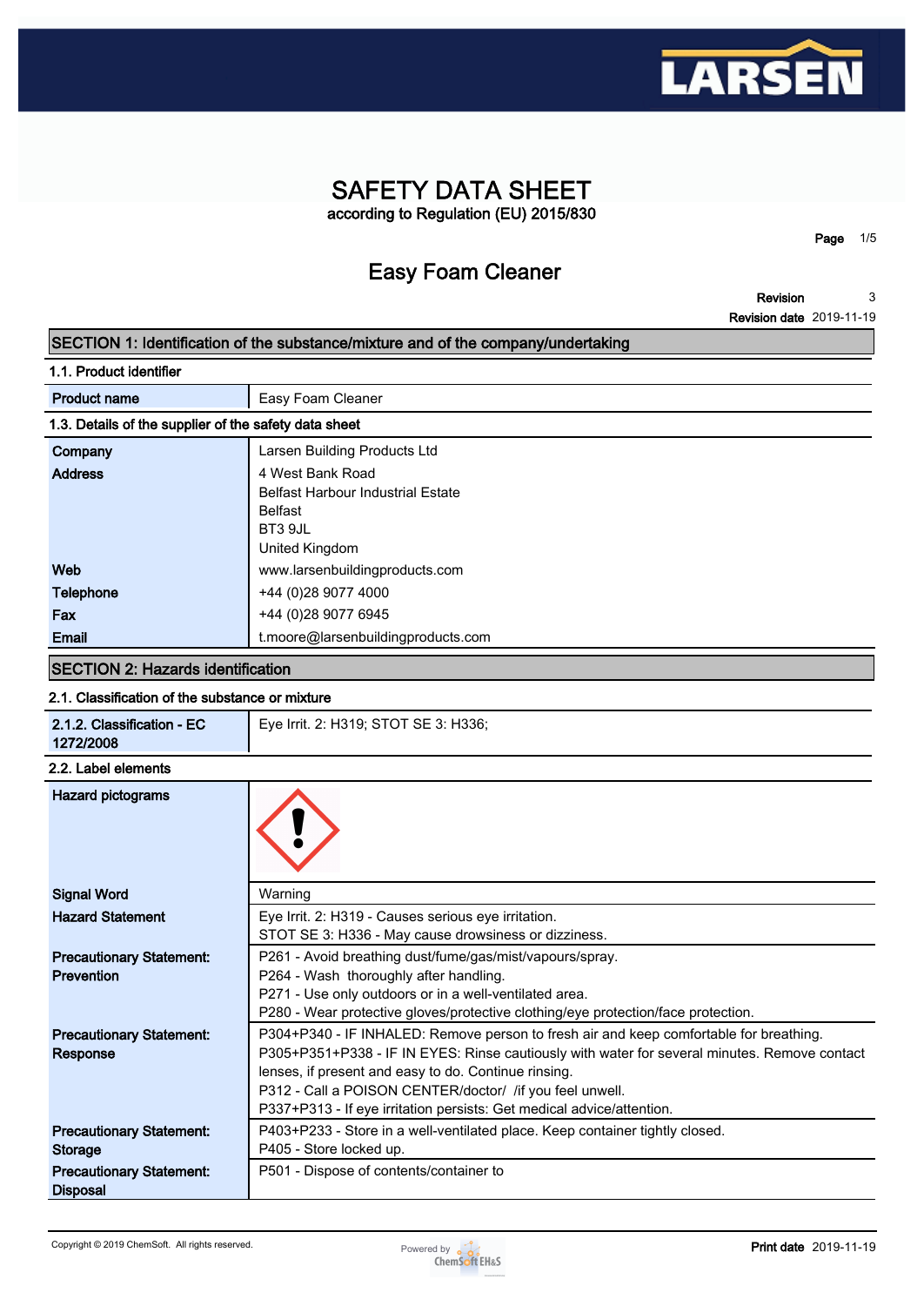# SAFETY DATA SHEET

according to Regulation (EU) 2015/830

## Easy Foam Cleaner

**Revision** 3

**Revision date** 2019-11-19

## SECTION 1: Identification of the substance/mixture and of the company/undertaking

### 1.1. Product identifier

| | |
|---|---|
| **Product name** | Easy Foam Cleaner |

### 1.3. Details of the supplier of the safety data sheet

| | |
|---|---|
| **Company** | Larsen Building Products Ltd |
| **Address** | 4 West Bank Road<br>Belfast Harbour Industrial Estate<br>Belfast<br>BT3 9JL<br>United Kingdom |
| **Web** | www.larsenbuildingproducts.com |
| **Telephone** | +44 (0)28 9077 4000 |
| **Fax** | +44 (0)28 9077 6945 |
| **Email** | t.moore@larsenbuildingproducts.com |

## SECTION 2: Hazards identification

### 2.1. Classification of the substance or mixture

| | |
|---|---|
| **2.1.2. Classification - EC 1272/2008** | Eye Irrit. 2: H319; STOT SE 3: H336; |

### 2.2. Label elements

| | |
|---|---|
| **Hazard pictograms** | |
| **Signal Word** | Warning |
| **Hazard Statement** | Eye Irrit. 2: H319 - Causes serious eye irritation.<br>STOT SE 3: H336 - May cause drowsiness or dizziness. |
| **Precautionary Statement: Prevention** | P261 - Avoid breathing dust/fume/gas/mist/vapours/spray.<br>P264 - Wash thoroughly after handling.<br>P271 - Use only outdoors or in a well-ventilated area.<br>P280 - Wear protective gloves/protective clothing/eye protection/face protection. |
| **Precautionary Statement: Response** | P304+P340 - IF INHALED: Remove person to fresh air and keep comfortable for breathing.<br>P305+P351+P338 - IF IN EYES: Rinse cautiously with water for several minutes. Remove contact lenses, if present and easy to do. Continue rinsing.<br>P312 - Call a POISON CENTER/doctor/ /if you feel unwell.<br>P337+P313 - If eye irritation persists: Get medical advice/attention. |
| **Precautionary Statement: Storage** | P403+P233 - Store in a well-ventilated place. Keep container tightly closed.<br>P405 - Store locked up. |
| **Precautionary Statement: Disposal** | P501 - Dispose of contents/container to |

Copyright © 2019 ChemSoft. All rights reserved.

**Print date** 2019-11-19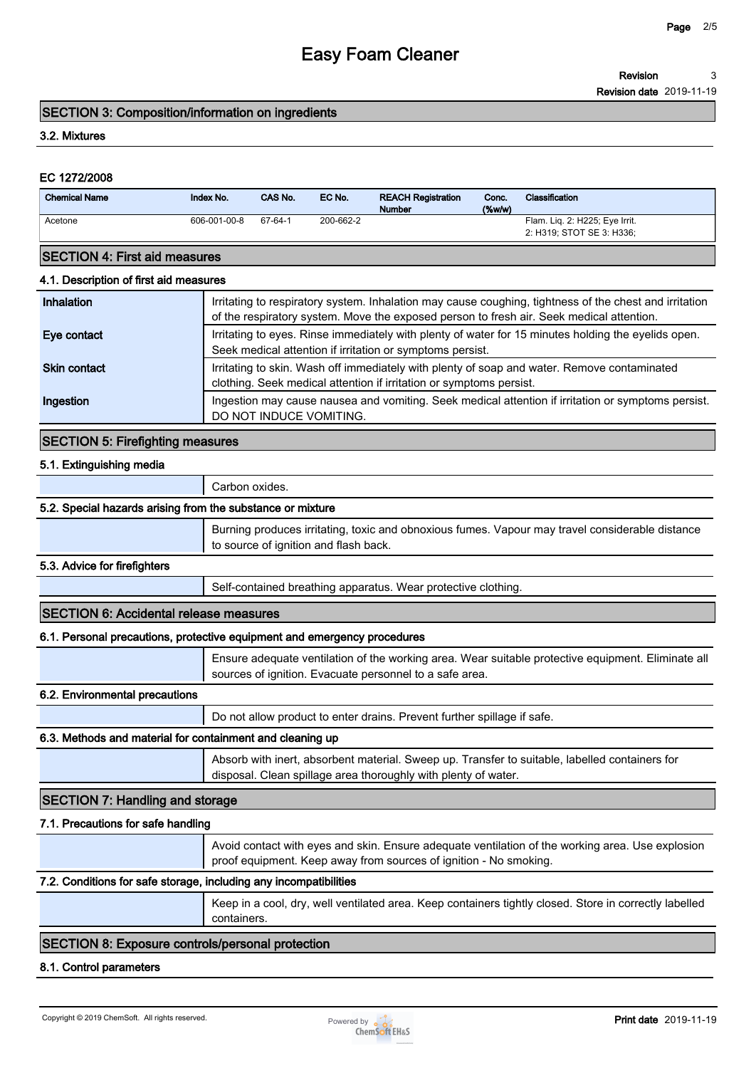## SECTION 3: Composition/information on ingredients

### 3.2. Mixtures

#### EC 1272/2008

| Chemical Name | Index No. | CAS No. | EC No. | REACH Registration Number | Conc. (%w/w) | Classification |
|---|---|---|---|---|---|---|
| Acetone | 606-001-00-8 | 67-64-1 | 200-662-2 | | | Flam. Liq. 2: H225; Eye Irrit. 2: H319; STOT SE 3: H336; |

## SECTION 4: First aid measures

### 4.1. Description of first aid measures

| | |
|---|---|
| **Inhalation** | Irritating to respiratory system. Inhalation may cause coughing, tightness of the chest and irritation of the respiratory system. Move the exposed person to fresh air. Seek medical attention. |
| **Eye contact** | Irritating to eyes. Rinse immediately with plenty of water for 15 minutes holding the eyelids open. Seek medical attention if irritation or symptoms persist. |
| **Skin contact** | Irritating to skin. Wash off immediately with plenty of soap and water. Remove contaminated clothing. Seek medical attention if irritation or symptoms persist. |
| **Ingestion** | Ingestion may cause nausea and vomiting. Seek medical attention if irritation or symptoms persist. DO NOT INDUCE VOMITING. |

## SECTION 5: Firefighting measures

### 5.1. Extinguishing media

Carbon oxides.

### 5.2. Special hazards arising from the substance or mixture

Burning produces irritating, toxic and obnoxious fumes. Vapour may travel considerable distance to source of ignition and flash back.

### 5.3. Advice for firefighters

Self-contained breathing apparatus. Wear protective clothing.

## SECTION 6: Accidental release measures

### 6.1. Personal precautions, protective equipment and emergency procedures

Ensure adequate ventilation of the working area. Wear suitable protective equipment. Eliminate all sources of ignition. Evacuate personnel to a safe area.

### 6.2. Environmental precautions

Do not allow product to enter drains. Prevent further spillage if safe.

### 6.3. Methods and material for containment and cleaning up

Absorb with inert, absorbent material. Sweep up. Transfer to suitable, labelled containers for disposal. Clean spillage area thoroughly with plenty of water.

## SECTION 7: Handling and storage

### 7.1. Precautions for safe handling

Avoid contact with eyes and skin. Ensure adequate ventilation of the working area. Use explosion proof equipment. Keep away from sources of ignition - No smoking.

### 7.2. Conditions for safe storage, including any incompatibilities

Keep in a cool, dry, well ventilated area. Keep containers tightly closed. Store in correctly labelled containers.

## SECTION 8: Exposure controls/personal protection

### 8.1. Control parameters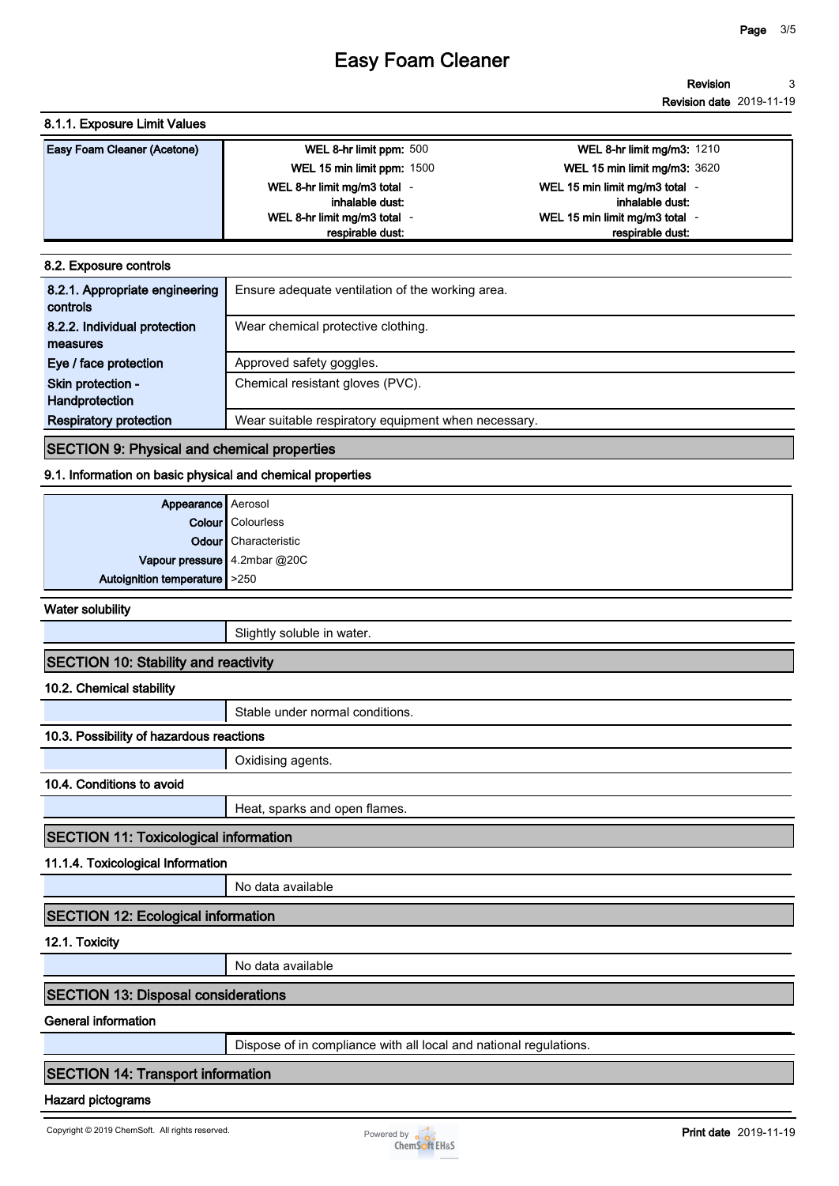#### 8.1.1. Exposure Limit Values

| Easy Foam Cleaner (Acetone) | | | | |
|---|---|---|---|---|
| | WEL 8-hr limit ppm: | 500 | WEL 8-hr limit mg/m3: | 1210 |
| | WEL 15 min limit ppm: | 1500 | WEL 15 min limit mg/m3: | 3620 |
| | WEL 8-hr limit mg/m3 total inhalable dust: | - | WEL 15 min limit mg/m3 total inhalable dust: | - |
| | WEL 8-hr limit mg/m3 total respirable dust: | - | WEL 15 min limit mg/m3 total respirable dust: | - |

#### 8.2. Exposure controls

| | |
|---|---|
| 8.2.1. Appropriate engineering controls | Ensure adequate ventilation of the working area. |
| 8.2.2. Individual protection measures | Wear chemical protective clothing. |
| Eye / face protection | Approved safety goggles. |
| Skin protection - Handprotection | Chemical resistant gloves (PVC). |
| Respiratory protection | Wear suitable respiratory equipment when necessary. |

## SECTION 9: Physical and chemical properties

#### 9.1. Information on basic physical and chemical properties

| | |
|---|---|
| Appearance | Aerosol |
| Colour | Colourless |
| Odour | Characteristic |
| Vapour pressure | 4.2mbar @20C |
| Autoignition temperature | >250 |

#### Water solubility

Slightly soluble in water.

## SECTION 10: Stability and reactivity

#### 10.2. Chemical stability

Stable under normal conditions.

#### 10.3. Possibility of hazardous reactions

Oxidising agents.

#### 10.4. Conditions to avoid

Heat, sparks and open flames.

## SECTION 11: Toxicological information

#### 11.1.4. Toxicological Information

No data available

## SECTION 12: Ecological information

#### 12.1. Toxicity

No data available

## SECTION 13: Disposal considerations

#### General information

Dispose of in compliance with all local and national regulations.

## SECTION 14: Transport information

#### Hazard pictograms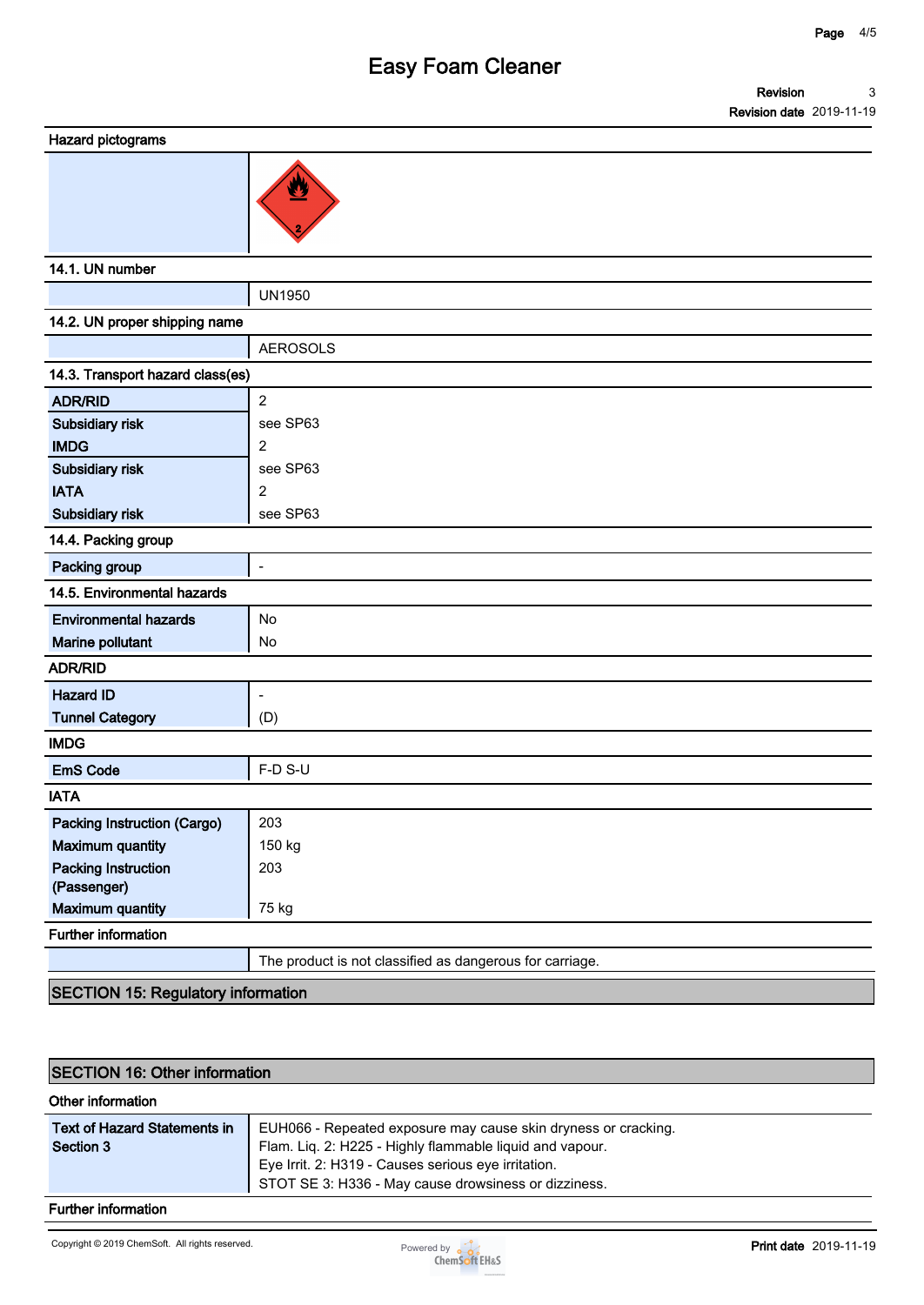### Hazard pictograms

### 14.1. UN number

| | |
|---|---|
| | UN1950 |

### 14.2. UN proper shipping name

| | |
|---|---|
| | AEROSOLS |

### 14.3. Transport hazard class(es)

| | |
|---|---|
| **ADR/RID** | 2 |
| **Subsidiary risk** | see SP63 |
| **IMDG** | 2 |
| **Subsidiary risk** | see SP63 |
| **IATA** | 2 |
| **Subsidiary risk** | see SP63 |

### 14.4. Packing group

| | |
|---|---|
| **Packing group** | - |

### 14.5. Environmental hazards

| | |
|---|---|
| **Environmental hazards** | No |
| **Marine pollutant** | No |

### ADR/RID

| | |
|---|---|
| **Hazard ID** | - |
| **Tunnel Category** | (D) |

### IMDG

| | |
|---|---|
| **EmS Code** | F-D S-U |

### IATA

| | |
|---|---|
| **Packing Instruction (Cargo)** | 203 |
| **Maximum quantity** | 150 kg |
| **Packing Instruction (Passenger)** | 203 |
| **Maximum quantity** | 75 kg |

### Further information

| | |
|---|---|
| | The product is not classified as dangerous for carriage. |

## SECTION 15: Regulatory information

## SECTION 16: Other information

### Other information

| | |
|---|---|
| **Text of Hazard Statements in Section 3** | EUH066 - Repeated exposure may cause skin dryness or cracking.<br>Flam. Liq. 2: H225 - Highly flammable liquid and vapour.<br>Eye Irrit. 2: H319 - Causes serious eye irritation.<br>STOT SE 3: H336 - May cause drowsiness or dizziness. |

### Further information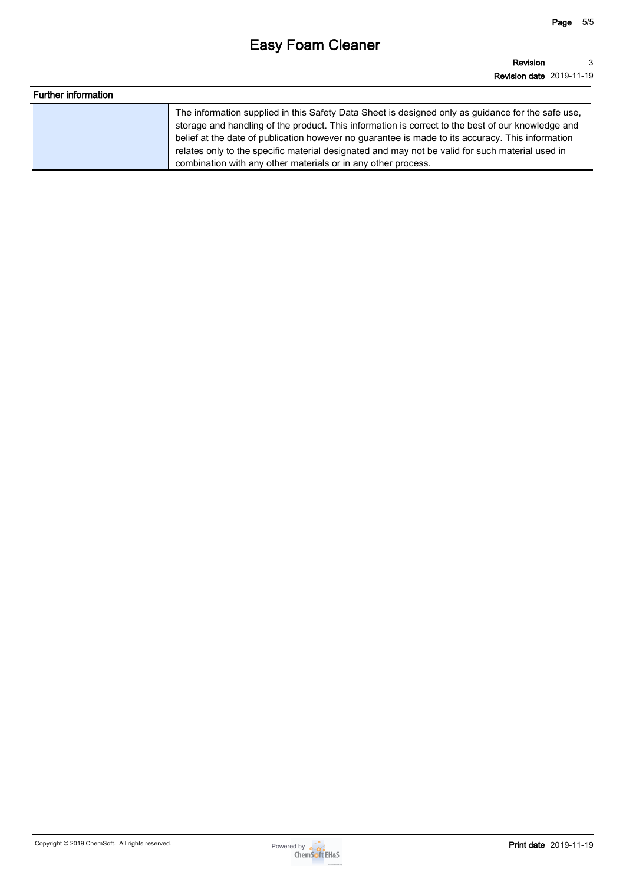## Further information

| | |
|---|---|
| | The information supplied in this Safety Data Sheet is designed only as guidance for the safe use, storage and handling of the product. This information is correct to the best of our knowledge and belief at the date of publication however no guarantee is made to its accuracy. This information relates only to the specific material designated and may not be valid for such material used in combination with any other materials or in any other process. |